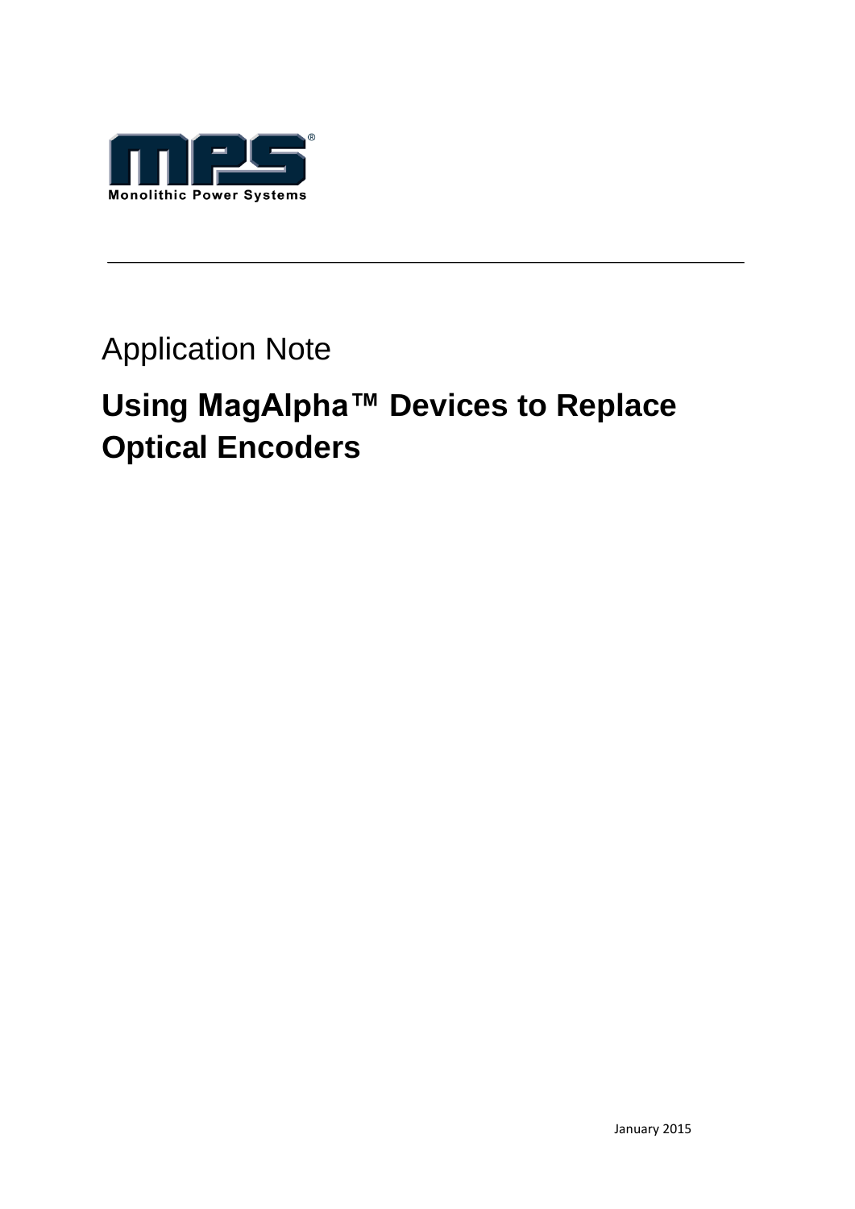Monolithic Power Systems

Application Note

# Using MagAlpha™ Devices to Replace Optical Encoders

January 2015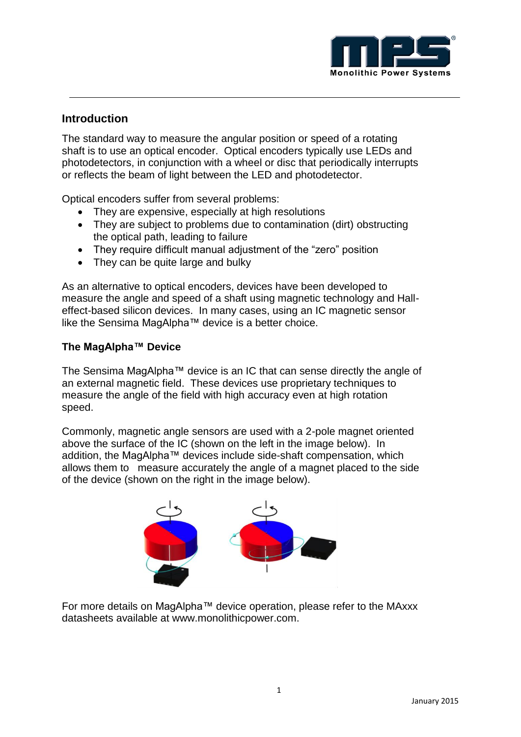## Introduction

The standard way to measure the angular position or speed of a rotating shaft is to use an optical encoder. Optical encoders typically use LEDs and photodetectors, in conjunction with a wheel or disc that periodically interrupts or reflects the beam of light between the LED and photodetector.

Optical encoders suffer from several problems:

- They are expensive, especially at high resolutions
- They are subject to problems due to contamination (dirt) obstructing the optical path, leading to failure
- They require difficult manual adjustment of the "zero" position
- They can be quite large and bulky

As an alternative to optical encoders, devices have been developed to measure the angle and speed of a shaft using magnetic technology and Hall-effect-based silicon devices. In many cases, using an IC magnetic sensor like the Sensima MagAlpha™ device is a better choice.

### The MagAlpha™ Device

The Sensima MagAlpha™ device is an IC that can sense directly the angle of an external magnetic field. These devices use proprietary techniques to measure the angle of the field with high accuracy even at high rotation speed.

Commonly, magnetic angle sensors are used with a 2-pole magnet oriented above the surface of the IC (shown on the left in the image below). In addition, the MagAlpha™ devices include side-shaft compensation, which allows them to measure accurately the angle of a magnet placed to the side of the device (shown on the right in the image below).

For more details on MagAlpha™ device operation, please refer to the MAxxx datasheets available at www.monolithicpower.com.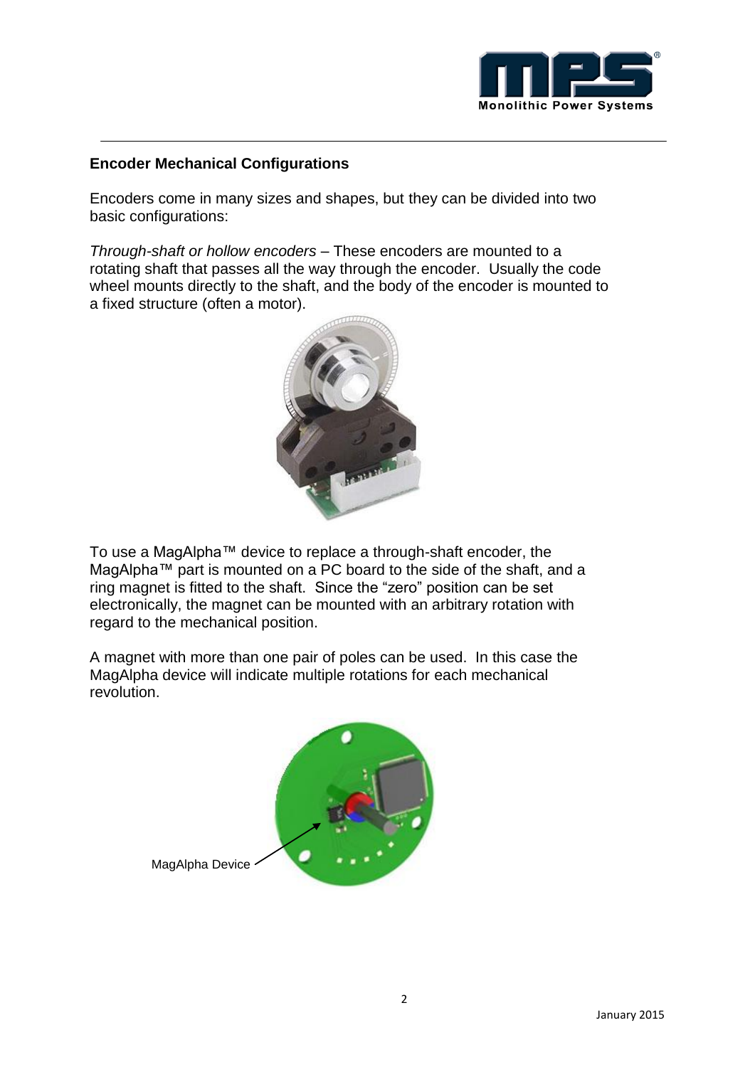## Encoder Mechanical Configurations

Encoders come in many sizes and shapes, but they can be divided into two basic configurations:

*Through-shaft or hollow encoders* – These encoders are mounted to a rotating shaft that passes all the way through the encoder. Usually the code wheel mounts directly to the shaft, and the body of the encoder is mounted to a fixed structure (often a motor).

To use a MagAlpha™ device to replace a through-shaft encoder, the MagAlpha™ part is mounted on a PC board to the side of the shaft, and a ring magnet is fitted to the shaft. Since the "zero" position can be set electronically, the magnet can be mounted with an arbitrary rotation with regard to the mechanical position.

A magnet with more than one pair of poles can be used. In this case the MagAlpha device will indicate multiple rotations for each mechanical revolution.

MagAlpha Device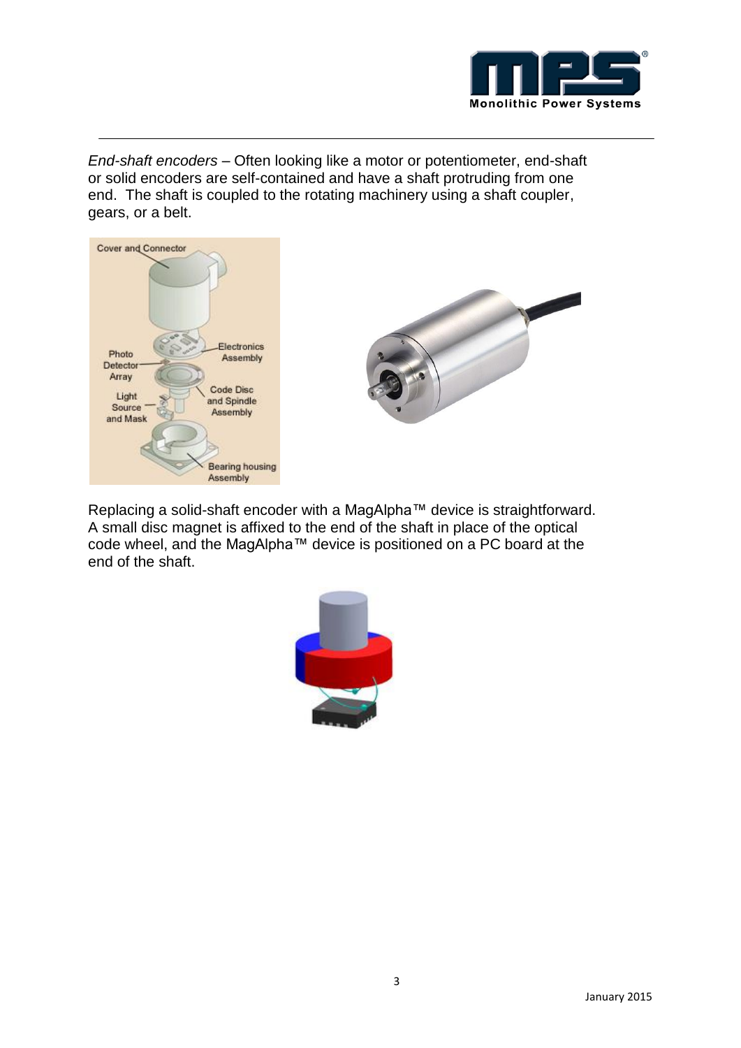*End-shaft encoders* – Often looking like a motor or potentiometer, end-shaft or solid encoders are self-contained and have a shaft protruding from one end. The shaft is coupled to the rotating machinery using a shaft coupler, gears, or a belt.

Replacing a solid-shaft encoder with a MagAlpha™ device is straightforward. A small disc magnet is affixed to the end of the shaft in place of the optical code wheel, and the MagAlpha™ device is positioned on a PC board at the end of the shaft.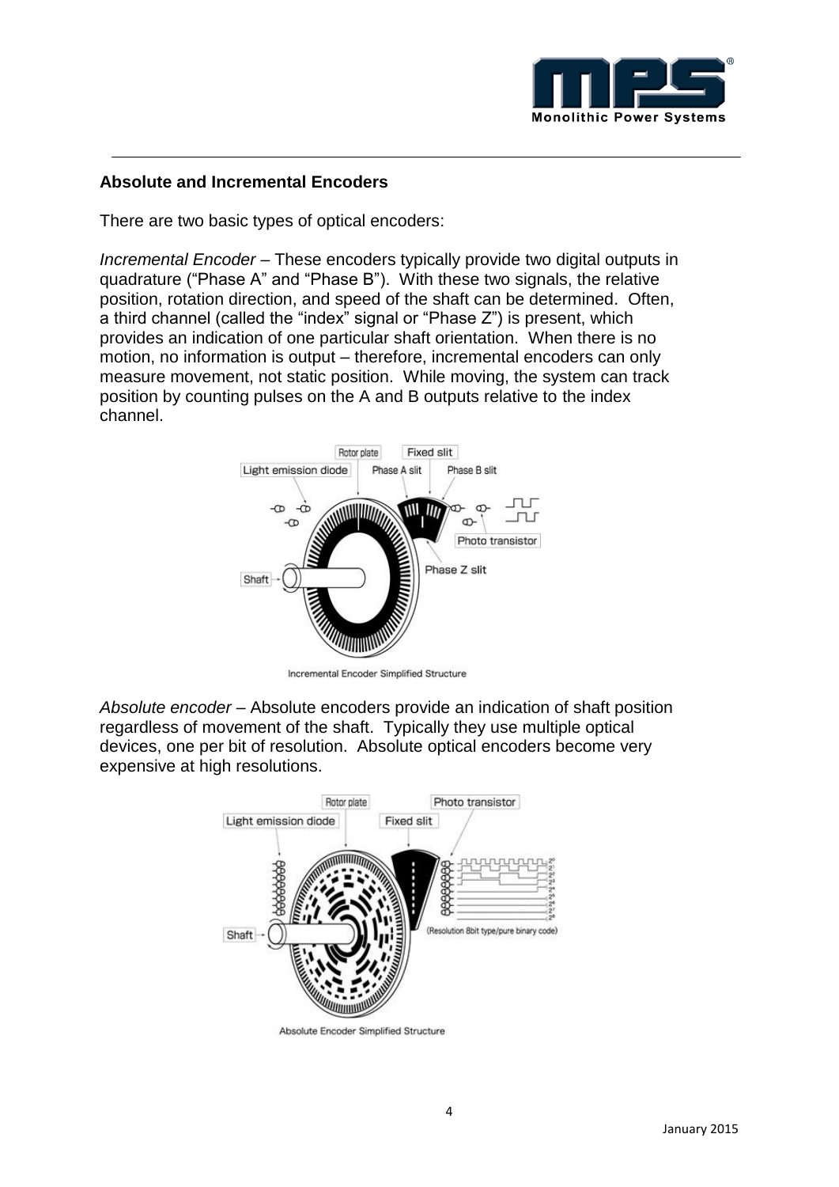### Absolute and Incremental Encoders

There are two basic types of optical encoders:

*Incremental Encoder* – These encoders typically provide two digital outputs in quadrature ("Phase A" and "Phase B"). With these two signals, the relative position, rotation direction, and speed of the shaft can be determined. Often, a third channel (called the "index" signal or "Phase Z") is present, which provides an indication of one particular shaft orientation. When there is no motion, no information is output – therefore, incremental encoders can only measure movement, not static position. While moving, the system can track position by counting pulses on the A and B outputs relative to the index channel.

Incremental Encoder Simplified Structure

*Absolute encoder* – Absolute encoders provide an indication of shaft position regardless of movement of the shaft. Typically they use multiple optical devices, one per bit of resolution. Absolute optical encoders become very expensive at high resolutions.

Absolute Encoder Simplified Structure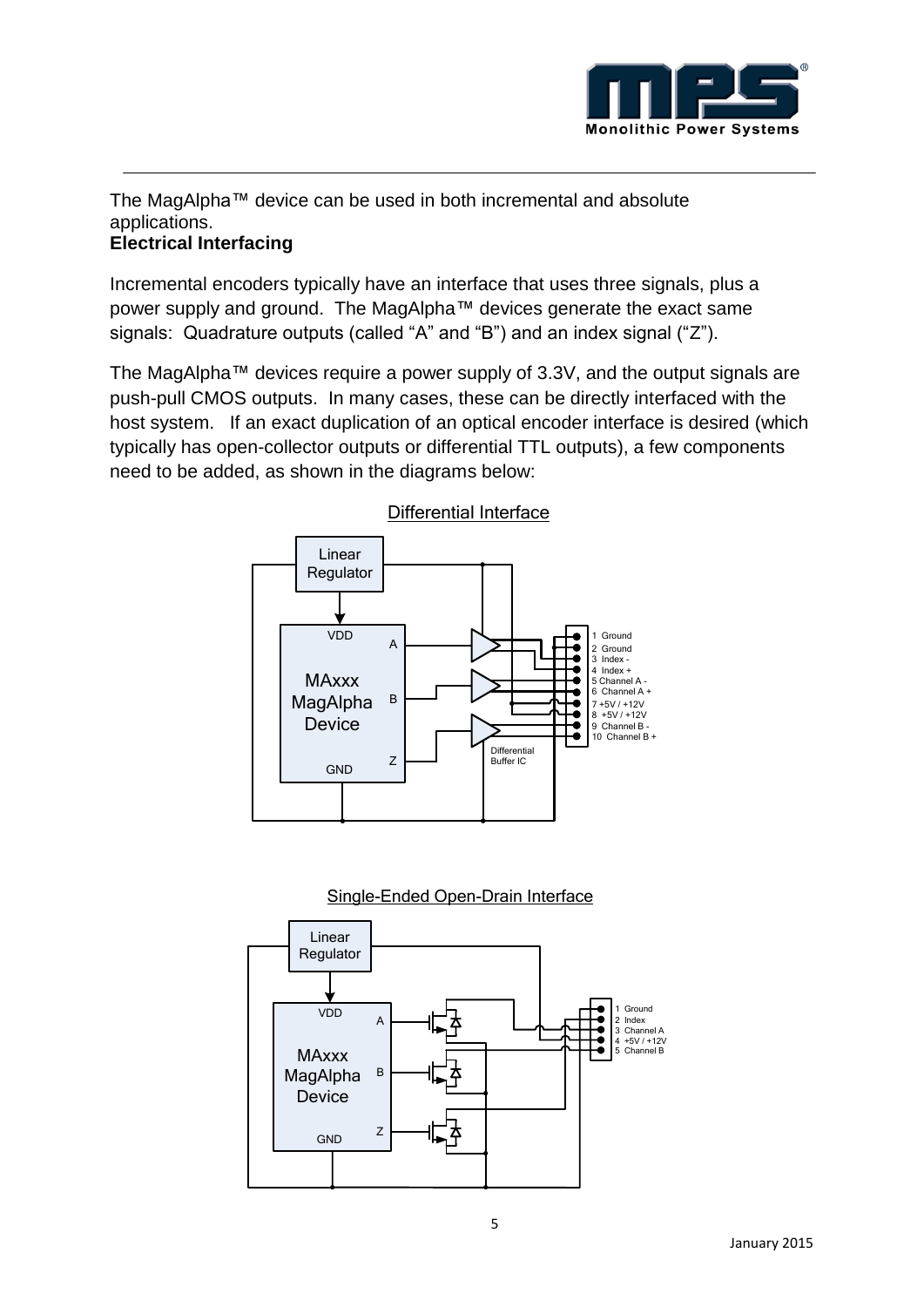The MagAlpha™ device can be used in both incremental and absolute applications.

**Electrical Interfacing**

Incremental encoders typically have an interface that uses three signals, plus a power supply and ground. The MagAlpha™ devices generate the exact same signals: Quadrature outputs (called "A" and "B") and an index signal ("Z").

The MagAlpha™ devices require a power supply of 3.3V, and the output signals are push-pull CMOS outputs. In many cases, these can be directly interfaced with the host system. If an exact duplication of an optical encoder interface is desired (which typically has open-collector outputs or differential TTL outputs), a few components need to be added, as shown in the diagrams below:

Differential Interface

Single-Ended Open-Drain Interface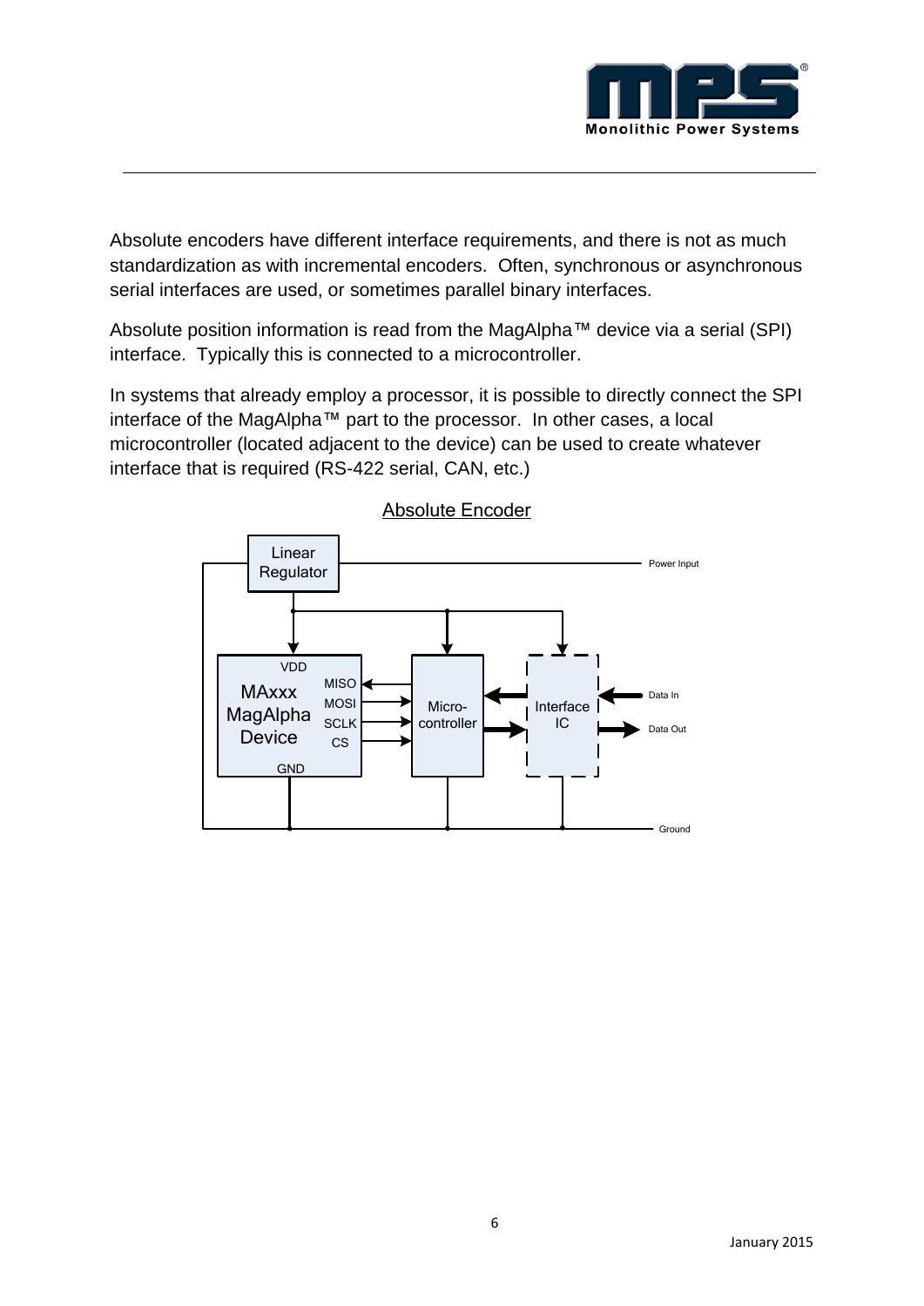Absolute encoders have different interface requirements, and there is not as much standardization as with incremental encoders. Often, synchronous or asynchronous serial interfaces are used, or sometimes parallel binary interfaces.

Absolute position information is read from the MagAlpha™ device via a serial (SPI) interface. Typically this is connected to a microcontroller.

In systems that already employ a processor, it is possible to directly connect the SPI interface of the MagAlpha™ part to the processor. In other cases, a local microcontroller (located adjacent to the device) can be used to create whatever interface that is required (RS-422 serial, CAN, etc.)

Absolute Encoder

Linear Regulator

Power Input

VDD

MAxxx MagAlpha Device

MISO

MOSI

SCLK

CS

GND

Micro-controller

Interface IC

Data In

Data Out

Ground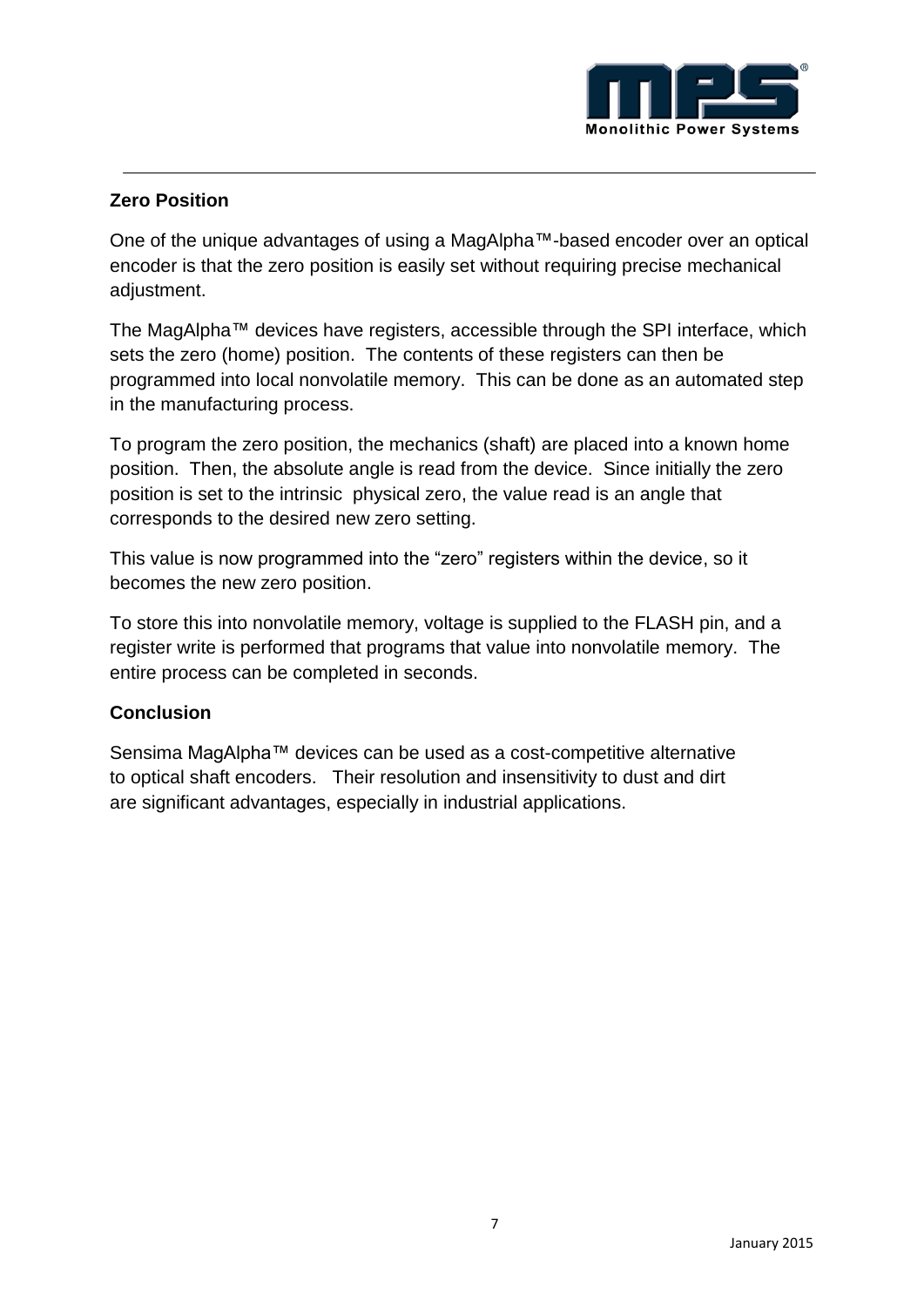## Zero Position

One of the unique advantages of using a MagAlpha™-based encoder over an optical encoder is that the zero position is easily set without requiring precise mechanical adjustment.

The MagAlpha™ devices have registers, accessible through the SPI interface, which sets the zero (home) position. The contents of these registers can then be programmed into local nonvolatile memory. This can be done as an automated step in the manufacturing process.

To program the zero position, the mechanics (shaft) are placed into a known home position. Then, the absolute angle is read from the device. Since initially the zero position is set to the intrinsic physical zero, the value read is an angle that corresponds to the desired new zero setting.

This value is now programmed into the "zero" registers within the device, so it becomes the new zero position.

To store this into nonvolatile memory, voltage is supplied to the FLASH pin, and a register write is performed that programs that value into nonvolatile memory. The entire process can be completed in seconds.

## Conclusion

Sensima MagAlpha™ devices can be used as a cost-competitive alternative to optical shaft encoders. Their resolution and insensitivity to dust and dirt are significant advantages, especially in industrial applications.